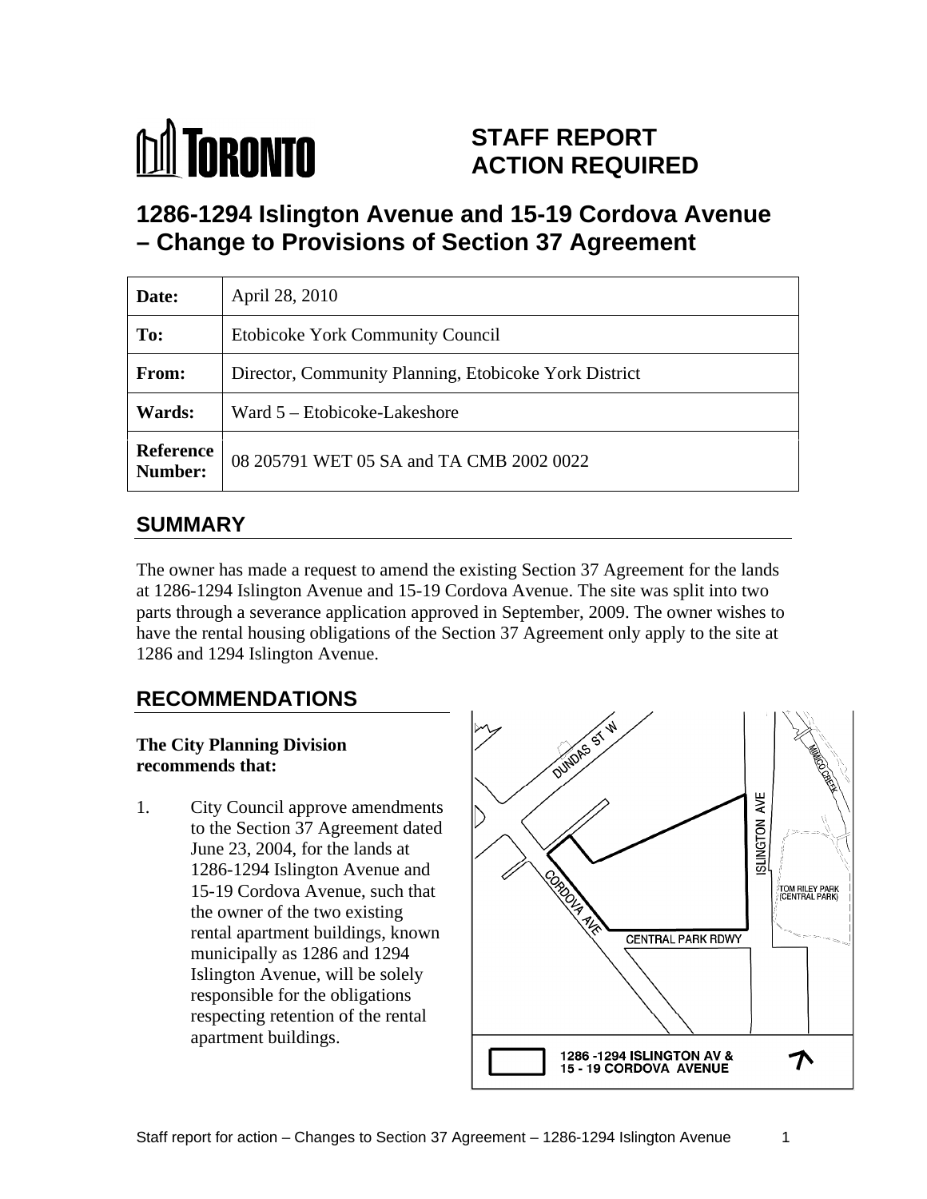# STAFF REPORT ACTION REQUIRED

## 1286-1294 Islington Avenue and 15-19 Cordova Avenue – Change to Provisions of Section 37 Agreement

| | |
|---|---|
| **Date:** | April 28, 2010 |
| **To:** | Etobicoke York Community Council |
| **From:** | Director, Community Planning, Etobicoke York District |
| **Wards:** | Ward 5 – Etobicoke-Lakeshore |
| **Reference Number:** | 08 205791 WET 05 SA and TA CMB 2002 0022 |

## SUMMARY

The owner has made a request to amend the existing Section 37 Agreement for the lands at 1286-1294 Islington Avenue and 15-19 Cordova Avenue. The site was split into two parts through a severance application approved in September, 2009. The owner wishes to have the rental housing obligations of the Section 37 Agreement only apply to the site at 1286 and 1294 Islington Avenue.

## RECOMMENDATIONS

**The City Planning Division recommends that:**

1. City Council approve amendments to the Section 37 Agreement dated June 23, 2004, for the lands at 1286-1294 Islington Avenue and 15-19 Cordova Avenue, such that the owner of the two existing rental apartment buildings, known municipally as 1286 and 1294 Islington Avenue, will be solely responsible for the obligations respecting retention of the rental apartment buildings.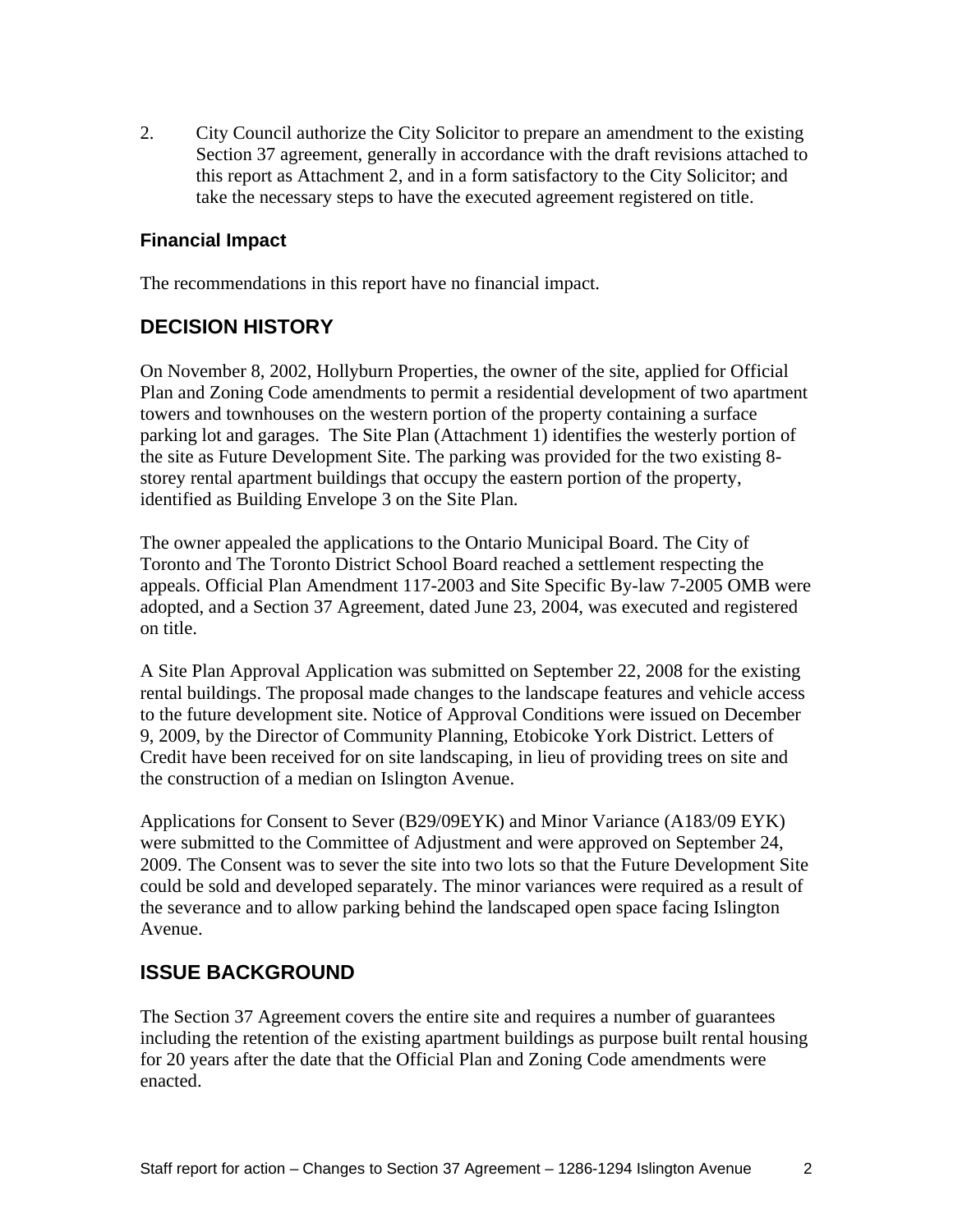2. City Council authorize the City Solicitor to prepare an amendment to the existing Section 37 agreement, generally in accordance with the draft revisions attached to this report as Attachment 2, and in a form satisfactory to the City Solicitor; and take the necessary steps to have the executed agreement registered on title.

### Financial Impact

The recommendations in this report have no financial impact.

## DECISION HISTORY

On November 8, 2002, Hollyburn Properties, the owner of the site, applied for Official Plan and Zoning Code amendments to permit a residential development of two apartment towers and townhouses on the western portion of the property containing a surface parking lot and garages. The Site Plan (Attachment 1) identifies the westerly portion of the site as Future Development Site. The parking was provided for the two existing 8-storey rental apartment buildings that occupy the eastern portion of the property, identified as Building Envelope 3 on the Site Plan.

The owner appealed the applications to the Ontario Municipal Board. The City of Toronto and The Toronto District School Board reached a settlement respecting the appeals. Official Plan Amendment 117-2003 and Site Specific By-law 7-2005 OMB were adopted, and a Section 37 Agreement, dated June 23, 2004, was executed and registered on title.

A Site Plan Approval Application was submitted on September 22, 2008 for the existing rental buildings. The proposal made changes to the landscape features and vehicle access to the future development site. Notice of Approval Conditions were issued on December 9, 2009, by the Director of Community Planning, Etobicoke York District. Letters of Credit have been received for on site landscaping, in lieu of providing trees on site and the construction of a median on Islington Avenue.

Applications for Consent to Sever (B29/09EYK) and Minor Variance (A183/09 EYK) were submitted to the Committee of Adjustment and were approved on September 24, 2009. The Consent was to sever the site into two lots so that the Future Development Site could be sold and developed separately. The minor variances were required as a result of the severance and to allow parking behind the landscaped open space facing Islington Avenue.

## ISSUE BACKGROUND

The Section 37 Agreement covers the entire site and requires a number of guarantees including the retention of the existing apartment buildings as purpose built rental housing for 20 years after the date that the Official Plan and Zoning Code amendments were enacted.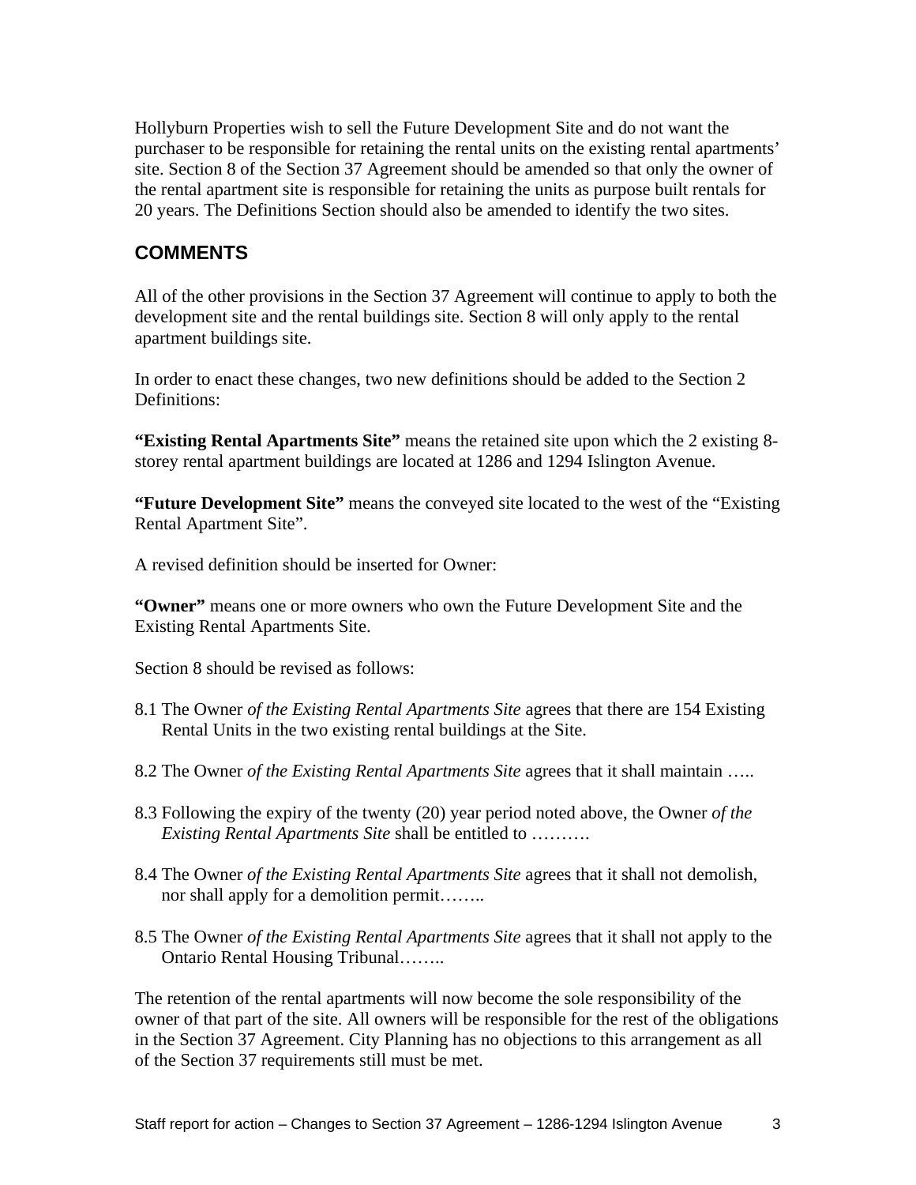Hollyburn Properties wish to sell the Future Development Site and do not want the purchaser to be responsible for retaining the rental units on the existing rental apartments' site. Section 8 of the Section 37 Agreement should be amended so that only the owner of the rental apartment site is responsible for retaining the units as purpose built rentals for 20 years. The Definitions Section should also be amended to identify the two sites.

## COMMENTS

All of the other provisions in the Section 37 Agreement will continue to apply to both the development site and the rental buildings site. Section 8 will only apply to the rental apartment buildings site.

In order to enact these changes, two new definitions should be added to the Section 2 Definitions:

**"Existing Rental Apartments Site"** means the retained site upon which the 2 existing 8-storey rental apartment buildings are located at 1286 and 1294 Islington Avenue.

**"Future Development Site"** means the conveyed site located to the west of the "Existing Rental Apartment Site".

A revised definition should be inserted for Owner:

**"Owner"** means one or more owners who own the Future Development Site and the Existing Rental Apartments Site.

Section 8 should be revised as follows:

8.1 The Owner *of the Existing Rental Apartments Site* agrees that there are 154 Existing Rental Units in the two existing rental buildings at the Site.

8.2 The Owner *of the Existing Rental Apartments Site* agrees that it shall maintain …..

8.3 Following the expiry of the twenty (20) year period noted above, the Owner *of the Existing Rental Apartments Site* shall be entitled to ……….

8.4 The Owner *of the Existing Rental Apartments Site* agrees that it shall not demolish, nor shall apply for a demolition permit……..

8.5 The Owner *of the Existing Rental Apartments Site* agrees that it shall not apply to the Ontario Rental Housing Tribunal……..

The retention of the rental apartments will now become the sole responsibility of the owner of that part of the site. All owners will be responsible for the rest of the obligations in the Section 37 Agreement. City Planning has no objections to this arrangement as all of the Section 37 requirements still must be met.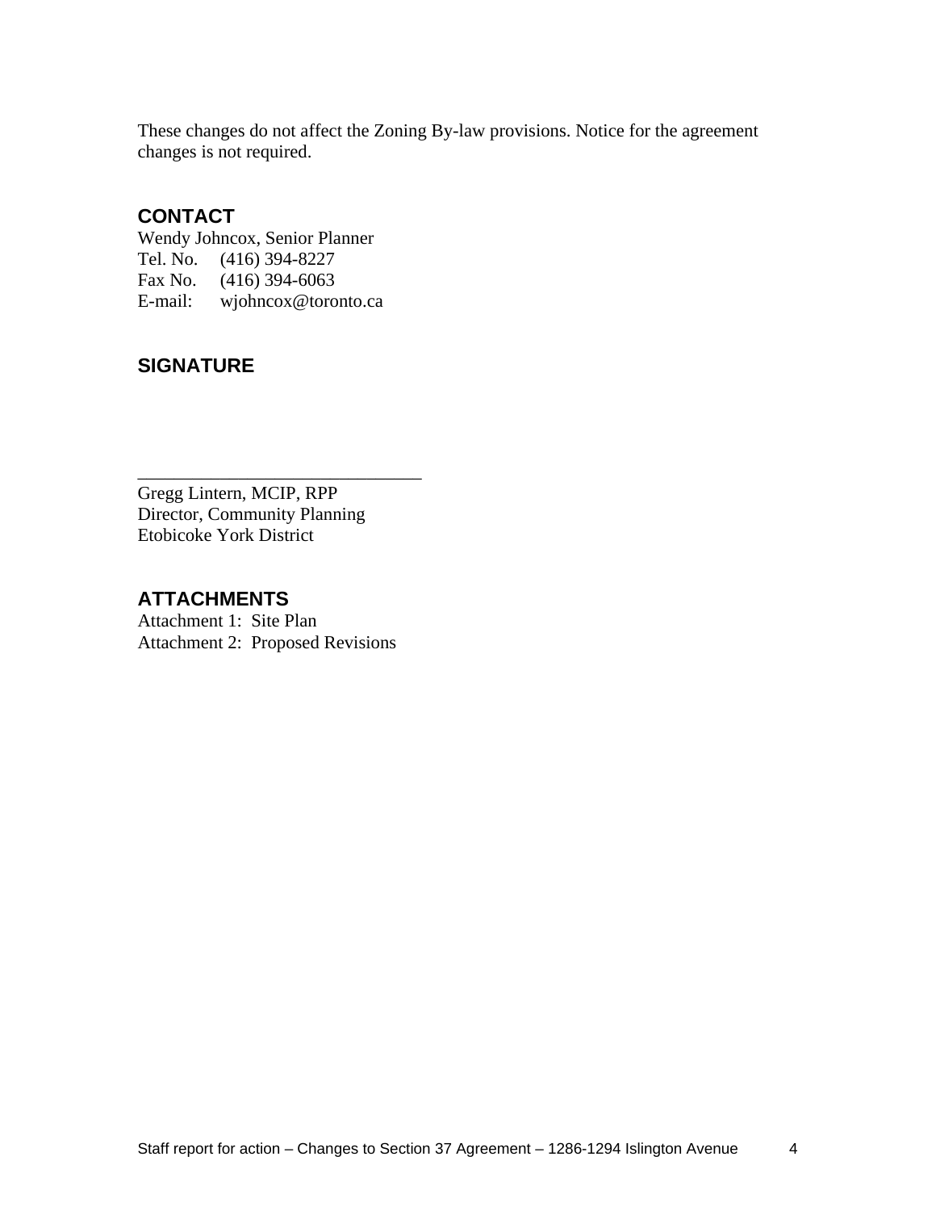These changes do not affect the Zoning By-law provisions. Notice for the agreement changes is not required.

## CONTACT

Wendy Johncox, Senior Planner
Tel. No. (416) 394-8227
Fax No. (416) 394-6063
E-mail: wjohncox@toronto.ca

## SIGNATURE

_______________________________
Gregg Lintern, MCIP, RPP
Director, Community Planning
Etobicoke York District

## ATTACHMENTS

Attachment 1: Site Plan
Attachment 2: Proposed Revisions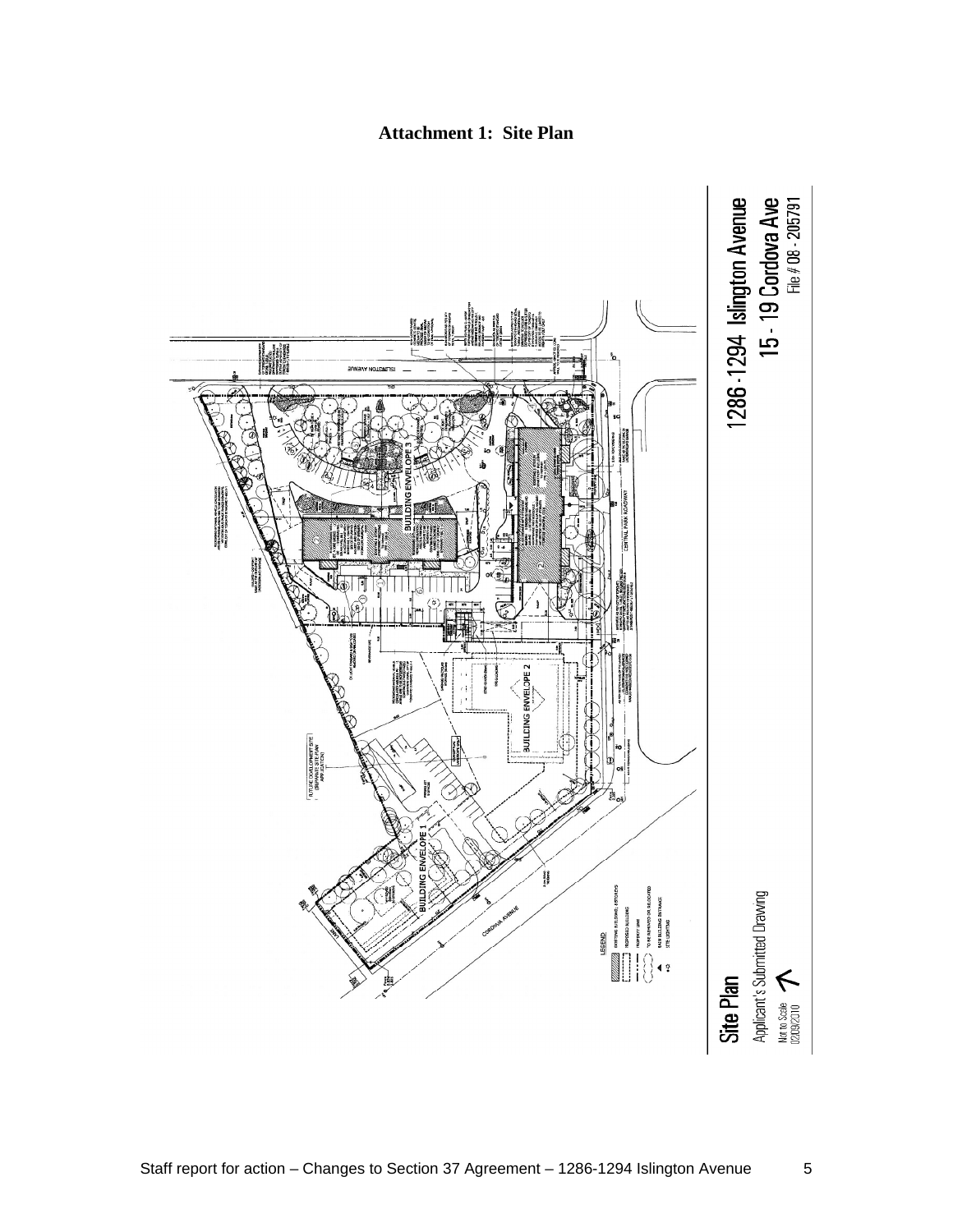**Attachment 1: Site Plan**

1286-1294 Islington Avenue

15 - 19 Cordova Ave

File # 08 - 205791

Site Plan

Applicant's Submitted Drawing

Not to Scale
02/09/2010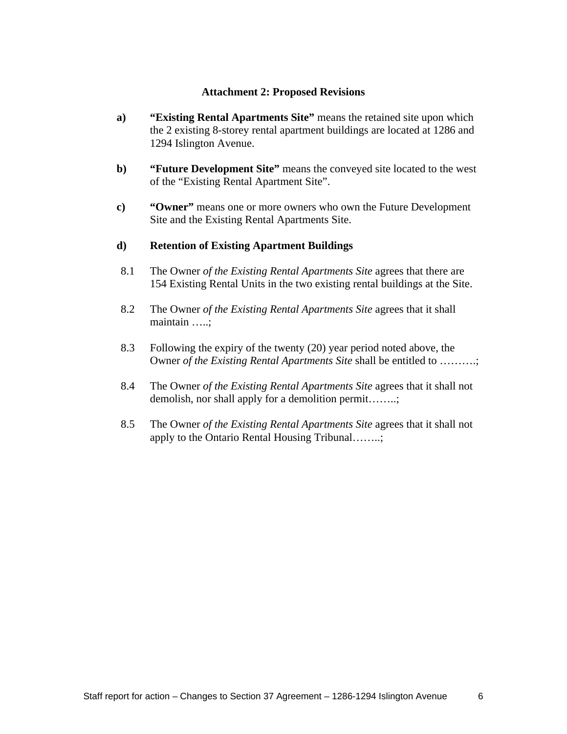**Attachment 2: Proposed Revisions**

**a)** **"Existing Rental Apartments Site"** means the retained site upon which the 2 existing 8-storey rental apartment buildings are located at 1286 and 1294 Islington Avenue.

**b)** **"Future Development Site"** means the conveyed site located to the west of the "Existing Rental Apartment Site".

**c)** **"Owner"** means one or more owners who own the Future Development Site and the Existing Rental Apartments Site.

**d)** **Retention of Existing Apartment Buildings**

8.1 The Owner *of the Existing Rental Apartments Site* agrees that there are 154 Existing Rental Units in the two existing rental buildings at the Site.

8.2 The Owner *of the Existing Rental Apartments Site* agrees that it shall maintain …..;

8.3 Following the expiry of the twenty (20) year period noted above, the Owner *of the Existing Rental Apartments Site* shall be entitled to ……….;

8.4 The Owner *of the Existing Rental Apartments Site* agrees that it shall not demolish, nor shall apply for a demolition permit……..;

8.5 The Owner *of the Existing Rental Apartments Site* agrees that it shall not apply to the Ontario Rental Housing Tribunal……..;